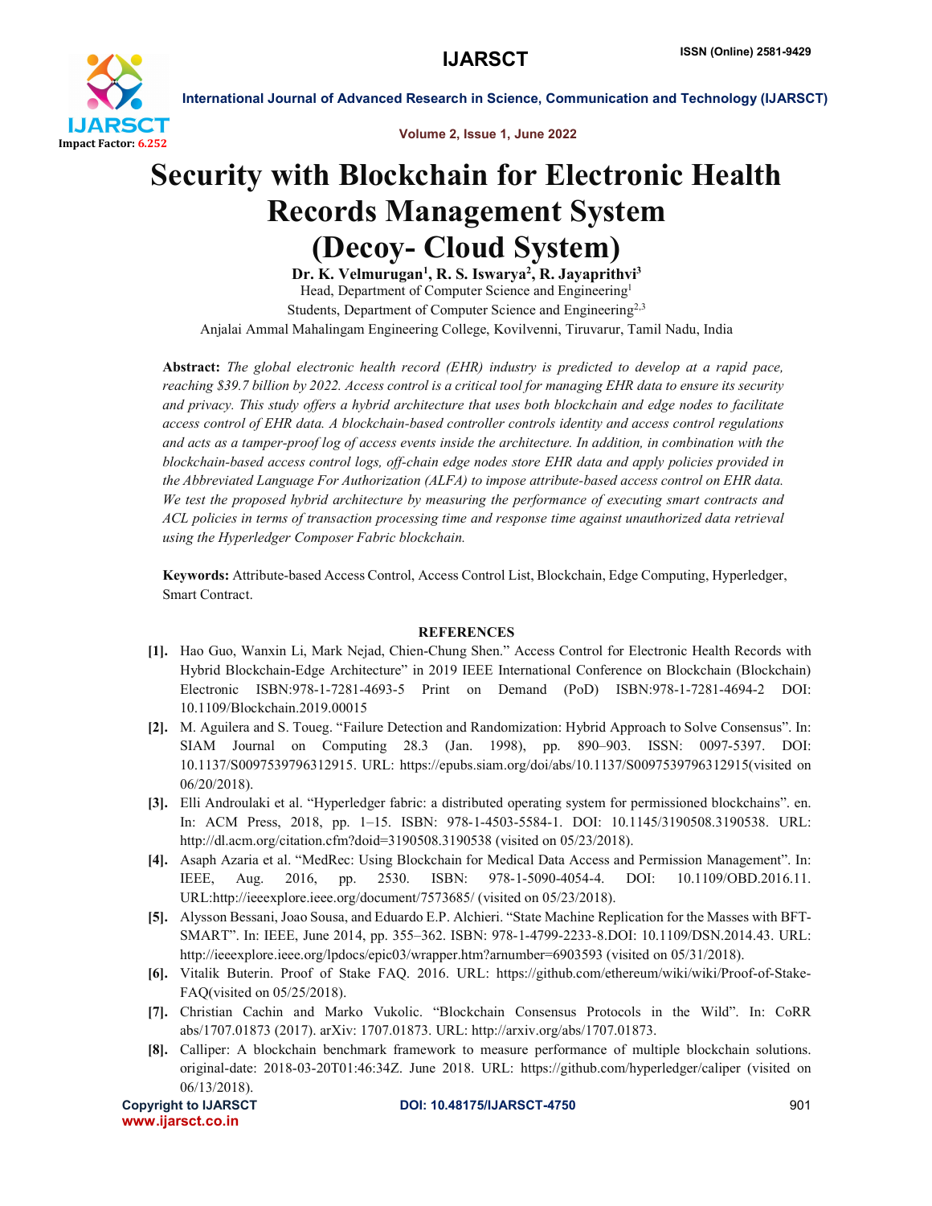# Security with Blockchain for Electronic Health Records Management System (Decoy- Cloud System)

**Dr. K. Velmurugan[1], R. S. Iswarya[2], R. Jayaprithvi[3]**

Head, Department of Computer Science and Engineering[1]

Students, Department of Computer Science and Engineering[2,3]

Anjalai Ammal Mahalingam Engineering College, Kovilvenni, Tiruvarur, Tamil Nadu, India

**Abstract:** *The global electronic health record (EHR) industry is predicted to develop at a rapid pace, reaching $39.7 billion by 2022. Access control is a critical tool for managing EHR data to ensure its security and privacy. This study offers a hybrid architecture that uses both blockchain and edge nodes to facilitate access control of EHR data. A blockchain-based controller controls identity and access control regulations and acts as a tamper-proof log of access events inside the architecture. In addition, in combination with the blockchain-based access control logs, off-chain edge nodes store EHR data and apply policies provided in the Abbreviated Language For Authorization (ALFA) to impose attribute-based access control on EHR data. We test the proposed hybrid architecture by measuring the performance of executing smart contracts and ACL policies in terms of transaction processing time and response time against unauthorized data retrieval using the Hyperledger Composer Fabric blockchain.*

**Keywords:** Attribute-based Access Control, Access Control List, Blockchain, Edge Computing, Hyperledger, Smart Contract.

## REFERENCES

- **[1].** Hao Guo, Wanxin Li, Mark Nejad, Chien-Chung Shen." Access Control for Electronic Health Records with Hybrid Blockchain-Edge Architecture" in 2019 IEEE International Conference on Blockchain (Blockchain) Electronic ISBN:978-1-7281-4693-5 Print on Demand (PoD) ISBN:978-1-7281-4694-2 DOI: 10.1109/Blockchain.2019.00015
- **[2].** M. Aguilera and S. Toueg. "Failure Detection and Randomization: Hybrid Approach to Solve Consensus". In: SIAM Journal on Computing 28.3 (Jan. 1998), pp. 890–903. ISSN: 0097-5397. DOI: 10.1137/S0097539796312915. URL: https://epubs.siam.org/doi/abs/10.1137/S0097539796312915(visited on 06/20/2018).
- **[3].** Elli Androulaki et al. "Hyperledger fabric: a distributed operating system for permissioned blockchains". en. In: ACM Press, 2018, pp. 1–15. ISBN: 978-1-4503-5584-1. DOI: 10.1145/3190508.3190538. URL: http://dl.acm.org/citation.cfm?doid=3190508.3190538 (visited on 05/23/2018).
- **[4].** Asaph Azaria et al. "MedRec: Using Blockchain for Medical Data Access and Permission Management". In: IEEE, Aug. 2016, pp. 2530. ISBN: 978-1-5090-4054-4. DOI: 10.1109/OBD.2016.11. URL:http://ieeexplore.ieee.org/document/7573685/ (visited on 05/23/2018).
- **[5].** Alysson Bessani, Joao Sousa, and Eduardo E.P. Alchieri. "State Machine Replication for the Masses with BFT-SMART". In: IEEE, June 2014, pp. 355–362. ISBN: 978-1-4799-2233-8.DOI: 10.1109/DSN.2014.43. URL: http://ieeexplore.ieee.org/lpdocs/epic03/wrapper.htm?arnumber=6903593 (visited on 05/31/2018).
- **[6].** Vitalik Buterin. Proof of Stake FAQ. 2016. URL: https://github.com/ethereum/wiki/wiki/Proof-of-Stake-FAQ(visited on 05/25/2018).
- **[7].** Christian Cachin and Marko Vukolic. "Blockchain Consensus Protocols in the Wild". In: CoRR abs/1707.01873 (2017). arXiv: 1707.01873. URL: http://arxiv.org/abs/1707.01873.
- **[8].** Calliper: A blockchain benchmark framework to measure performance of multiple blockchain solutions. original-date: 2018-03-20T01:46:34Z. June 2018. URL: https://github.com/hyperledger/caliper (visited on 06/13/2018).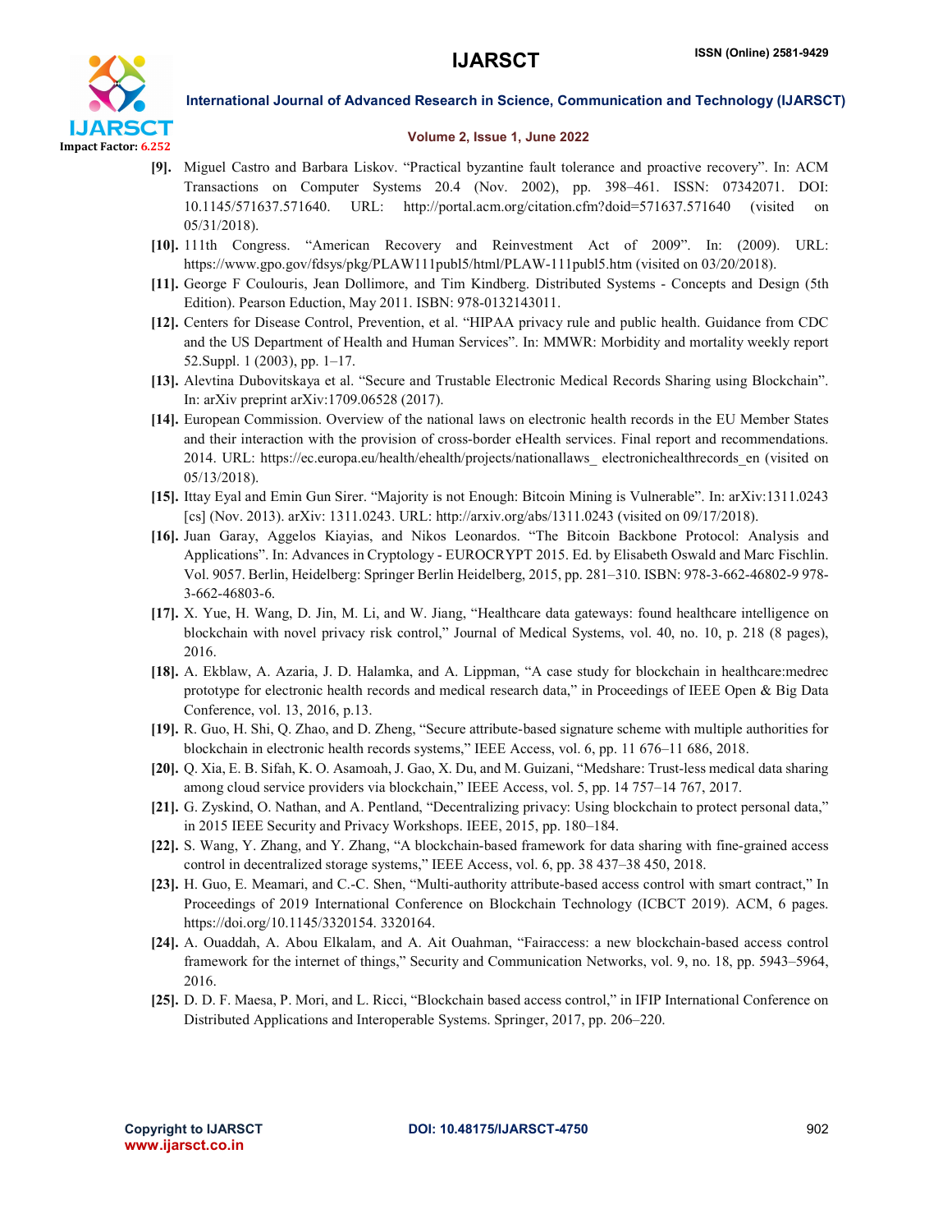**[9].** Miguel Castro and Barbara Liskov. "Practical byzantine fault tolerance and proactive recovery". In: ACM Transactions on Computer Systems 20.4 (Nov. 2002), pp. 398–461. ISSN: 07342071. DOI: 10.1145/571637.571640. URL: http://portal.acm.org/citation.cfm?doid=571637.571640 (visited on 05/31/2018).

**[10].** 111th Congress. "American Recovery and Reinvestment Act of 2009". In: (2009). URL: https://www.gpo.gov/fdsys/pkg/PLAW111publ5/html/PLAW-111publ5.htm (visited on 03/20/2018).

**[11].** George F Coulouris, Jean Dollimore, and Tim Kindberg. Distributed Systems - Concepts and Design (5th Edition). Pearson Eduction, May 2011. ISBN: 978-0132143011.

**[12].** Centers for Disease Control, Prevention, et al. "HIPAA privacy rule and public health. Guidance from CDC and the US Department of Health and Human Services". In: MMWR: Morbidity and mortality weekly report 52.Suppl. 1 (2003), pp. 1–17.

**[13].** Alevtina Dubovitskaya et al. "Secure and Trustable Electronic Medical Records Sharing using Blockchain". In: arXiv preprint arXiv:1709.06528 (2017).

**[14].** European Commission. Overview of the national laws on electronic health records in the EU Member States and their interaction with the provision of cross-border eHealth services. Final report and recommendations. 2014. URL: https://ec.europa.eu/health/ehealth/projects/nationallaws_ electronichealthrecords_en (visited on 05/13/2018).

**[15].** Ittay Eyal and Emin Gun Sirer. "Majority is not Enough: Bitcoin Mining is Vulnerable". In: arXiv:1311.0243 [cs] (Nov. 2013). arXiv: 1311.0243. URL: http://arxiv.org/abs/1311.0243 (visited on 09/17/2018).

**[16].** Juan Garay, Aggelos Kiayias, and Nikos Leonardos. "The Bitcoin Backbone Protocol: Analysis and Applications". In: Advances in Cryptology - EUROCRYPT 2015. Ed. by Elisabeth Oswald and Marc Fischlin. Vol. 9057. Berlin, Heidelberg: Springer Berlin Heidelberg, 2015, pp. 281–310. ISBN: 978-3-662-46802-9 978-3-662-46803-6.

**[17].** X. Yue, H. Wang, D. Jin, M. Li, and W. Jiang, "Healthcare data gateways: found healthcare intelligence on blockchain with novel privacy risk control," Journal of Medical Systems, vol. 40, no. 10, p. 218 (8 pages), 2016.

**[18].** A. Ekblaw, A. Azaria, J. D. Halamka, and A. Lippman, "A case study for blockchain in healthcare:medrec prototype for electronic health records and medical research data," in Proceedings of IEEE Open & Big Data Conference, vol. 13, 2016, p.13.

**[19].** R. Guo, H. Shi, Q. Zhao, and D. Zheng, "Secure attribute-based signature scheme with multiple authorities for blockchain in electronic health records systems," IEEE Access, vol. 6, pp. 11 676–11 686, 2018.

**[20].** Q. Xia, E. B. Sifah, K. O. Asamoah, J. Gao, X. Du, and M. Guizani, "Medshare: Trust-less medical data sharing among cloud service providers via blockchain," IEEE Access, vol. 5, pp. 14 757–14 767, 2017.

**[21].** G. Zyskind, O. Nathan, and A. Pentland, "Decentralizing privacy: Using blockchain to protect personal data," in 2015 IEEE Security and Privacy Workshops. IEEE, 2015, pp. 180–184.

**[22].** S. Wang, Y. Zhang, and Y. Zhang, "A blockchain-based framework for data sharing with fine-grained access control in decentralized storage systems," IEEE Access, vol. 6, pp. 38 437–38 450, 2018.

**[23].** H. Guo, E. Meamari, and C.-C. Shen, "Multi-authority attribute-based access control with smart contract," In Proceedings of 2019 International Conference on Blockchain Technology (ICBCT 2019). ACM, 6 pages. https://doi.org/10.1145/3320154. 3320164.

**[24].** A. Ouaddah, A. Abou Elkalam, and A. Ait Ouahman, "Fairaccess: a new blockchain-based access control framework for the internet of things," Security and Communication Networks, vol. 9, no. 18, pp. 5943–5964, 2016.

**[25].** D. D. F. Maesa, P. Mori, and L. Ricci, "Blockchain based access control," in IFIP International Conference on Distributed Applications and Interoperable Systems. Springer, 2017, pp. 206–220.